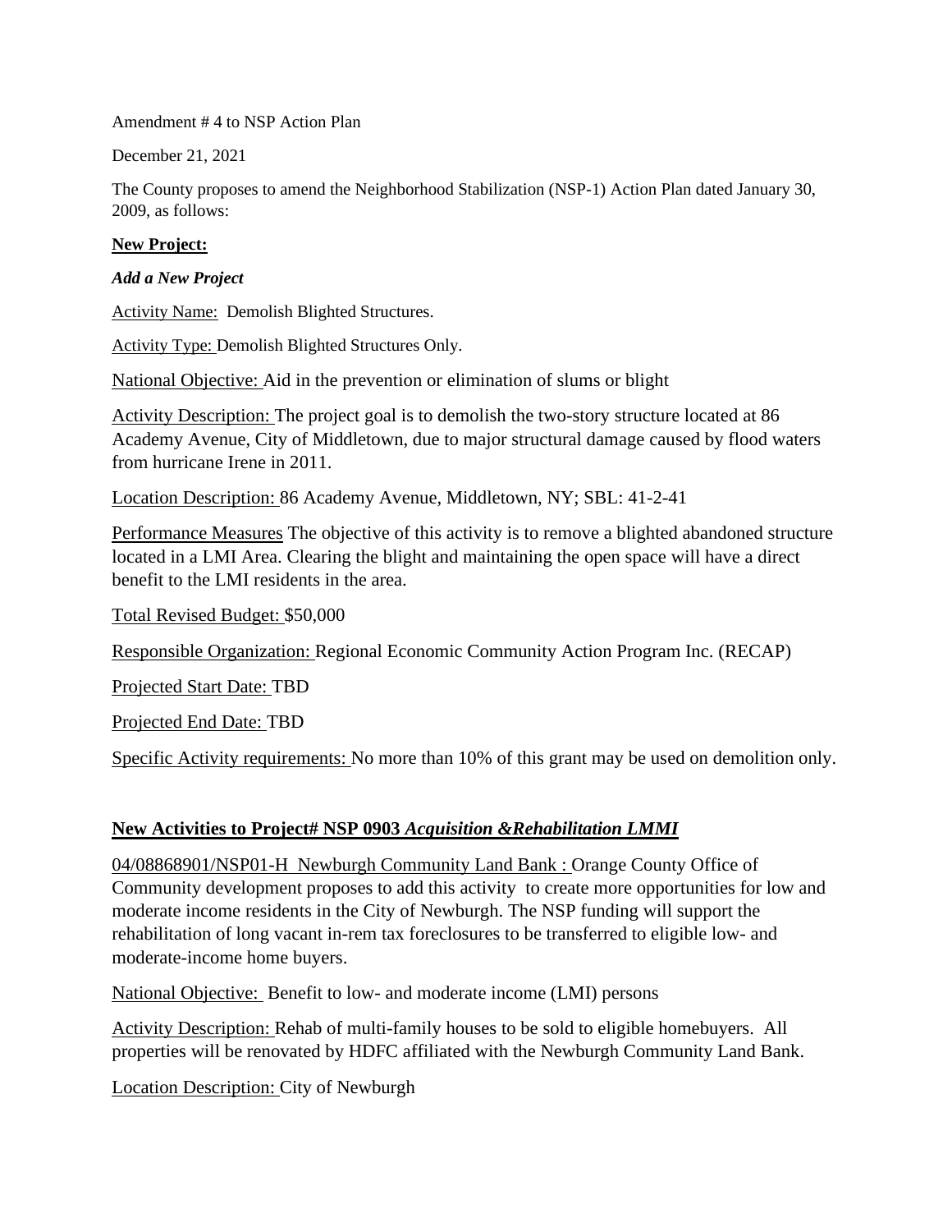Amendment # 4 to NSP Action Plan

December 21, 2021

The County proposes to amend the Neighborhood Stabilization (NSP-1) Action Plan dated January 30, 2009, as follows:

**New Project:**

***Add a New Project***

Activity Name: Demolish Blighted Structures.

Activity Type: Demolish Blighted Structures Only.

National Objective: Aid in the prevention or elimination of slums or blight

Activity Description: The project goal is to demolish the two-story structure located at 86 Academy Avenue, City of Middletown, due to major structural damage caused by flood waters from hurricane Irene in 2011.

Location Description: 86 Academy Avenue, Middletown, NY; SBL: 41-2-41

Performance Measures The objective of this activity is to remove a blighted abandoned structure located in a LMI Area. Clearing the blight and maintaining the open space will have a direct benefit to the LMI residents in the area.

Total Revised Budget: $50,000

Responsible Organization: Regional Economic Community Action Program Inc. (RECAP)

Projected Start Date: TBD

Projected End Date: TBD

Specific Activity requirements: No more than 10% of this grant may be used on demolition only.

**New Activities to Project# NSP 0903 *Acquisition &Rehabilitation LMMI***

04/08868901/NSP01-H Newburgh Community Land Bank : Orange County Office of Community development proposes to add this activity to create more opportunities for low and moderate income residents in the City of Newburgh. The NSP funding will support the rehabilitation of long vacant in-rem tax foreclosures to be transferred to eligible low- and moderate-income home buyers.

National Objective: Benefit to low- and moderate income (LMI) persons

Activity Description: Rehab of multi-family houses to be sold to eligible homebuyers. All properties will be renovated by HDFC affiliated with the Newburgh Community Land Bank.

Location Description: City of Newburgh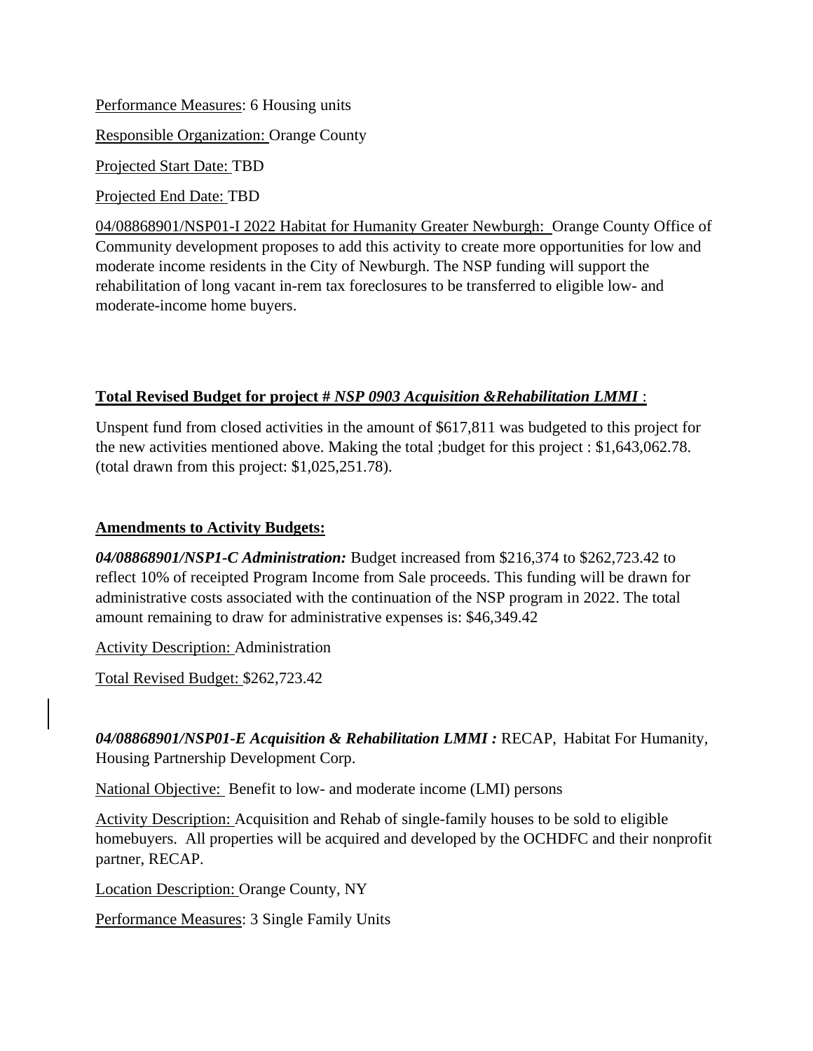Performance Measures: 6 Housing units

Responsible Organization: Orange County

Projected Start Date: TBD

Projected End Date: TBD

04/08868901/NSP01-I 2022 Habitat for Humanity Greater Newburgh: Orange County Office of Community development proposes to add this activity to create more opportunities for low and moderate income residents in the City of Newburgh. The NSP funding will support the rehabilitation of long vacant in-rem tax foreclosures to be transferred to eligible low- and moderate-income home buyers.

**Total Revised Budget for project # *NSP 0903 Acquisition &Rehabilitation LMMI* :**

Unspent fund from closed activities in the amount of $617,811 was budgeted to this project for the new activities mentioned above. Making the total ;budget for this project : $1,643,062.78. (total drawn from this project: $1,025,251.78).

**Amendments to Activity Budgets:**

***04/08868901/NSP1-C Administration:*** Budget increased from $216,374 to $262,723.42 to reflect 10% of receipted Program Income from Sale proceeds. This funding will be drawn for administrative costs associated with the continuation of the NSP program in 2022. The total amount remaining to draw for administrative expenses is: $46,349.42

Activity Description: Administration

Total Revised Budget: $262,723.42

***04/08868901/NSP01-E Acquisition & Rehabilitation LMMI :*** RECAP, Habitat For Humanity, Housing Partnership Development Corp.

National Objective: Benefit to low- and moderate income (LMI) persons

Activity Description: Acquisition and Rehab of single-family houses to be sold to eligible homebuyers. All properties will be acquired and developed by the OCHDFC and their nonprofit partner, RECAP.

Location Description: Orange County, NY

Performance Measures: 3 Single Family Units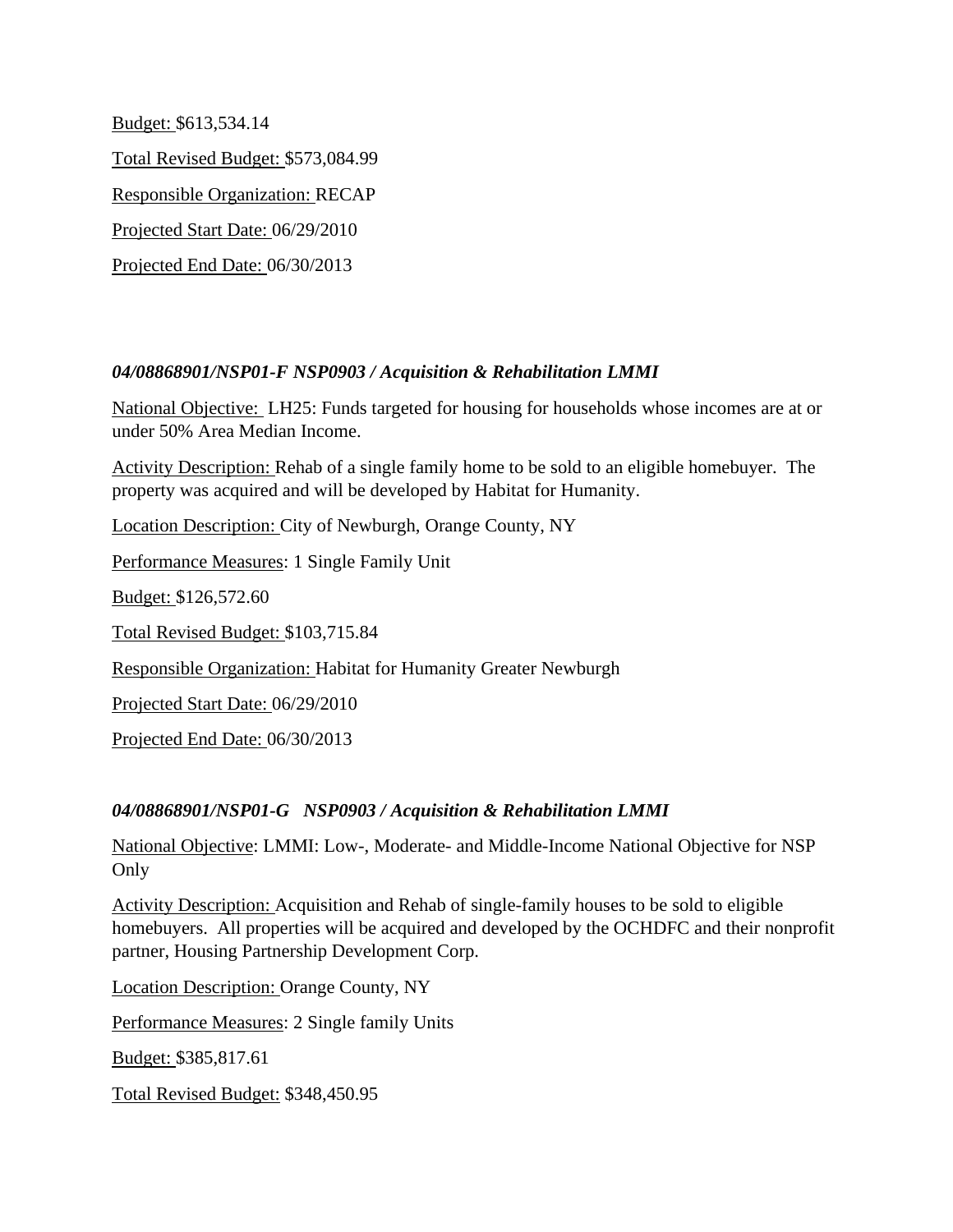Budget: $613,534.14

Total Revised Budget: $573,084.99

Responsible Organization: RECAP

Projected Start Date: 06/29/2010

Projected End Date: 06/30/2013

***04/08868901/NSP01-F NSP0903 / Acquisition & Rehabilitation LMMI***

National Objective: LH25: Funds targeted for housing for households whose incomes are at or under 50% Area Median Income.

Activity Description: Rehab of a single family home to be sold to an eligible homebuyer. The property was acquired and will be developed by Habitat for Humanity.

Location Description: City of Newburgh, Orange County, NY

Performance Measures: 1 Single Family Unit

Budget: $126,572.60

Total Revised Budget: $103,715.84

Responsible Organization: Habitat for Humanity Greater Newburgh

Projected Start Date: 06/29/2010

Projected End Date: 06/30/2013

***04/08868901/NSP01-G NSP0903 / Acquisition & Rehabilitation LMMI***

National Objective: LMMI: Low-, Moderate- and Middle-Income National Objective for NSP Only

Activity Description: Acquisition and Rehab of single-family houses to be sold to eligible homebuyers. All properties will be acquired and developed by the OCHDFC and their nonprofit partner, Housing Partnership Development Corp.

Location Description: Orange County, NY

Performance Measures: 2 Single family Units

Budget: $385,817.61

Total Revised Budget: $348,450.95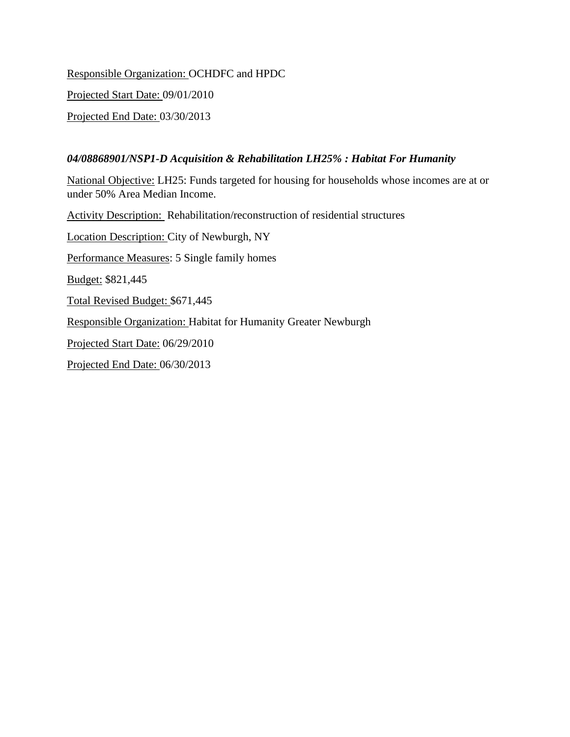Responsible Organization: OCHDFC and HPDC

Projected Start Date: 09/01/2010

Projected End Date: 03/30/2013

***04/08868901/NSP1-D Acquisition & Rehabilitation LH25% : Habitat For Humanity***

National Objective: LH25: Funds targeted for housing for households whose incomes are at or under 50% Area Median Income.

Activity Description: Rehabilitation/reconstruction of residential structures

Location Description: City of Newburgh, NY

Performance Measures: 5 Single family homes

Budget: $821,445

Total Revised Budget: $671,445

Responsible Organization: Habitat for Humanity Greater Newburgh

Projected Start Date: 06/29/2010

Projected End Date: 06/30/2013